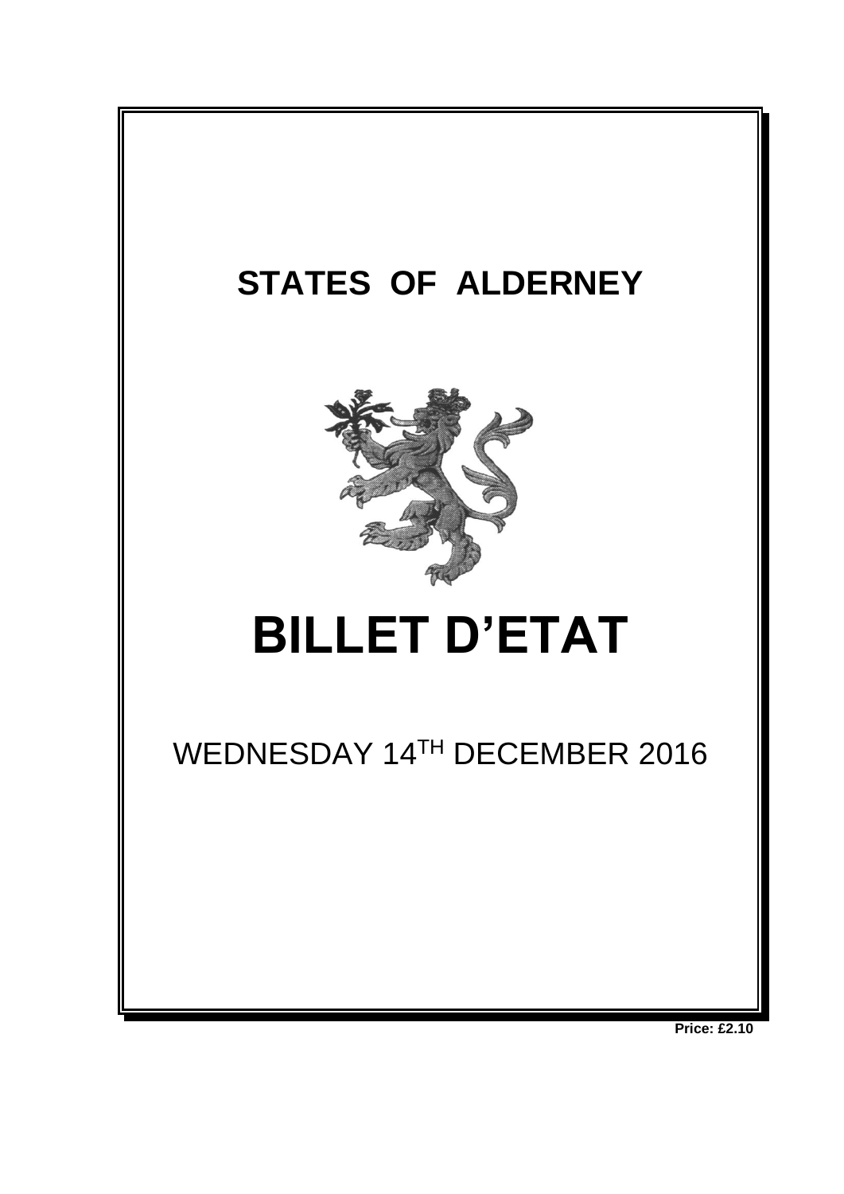# STATES OF ALDERNEY

# BILLET D'ETAT

WEDNESDAY 14TH DECEMBER 2016

**Price: £2.10**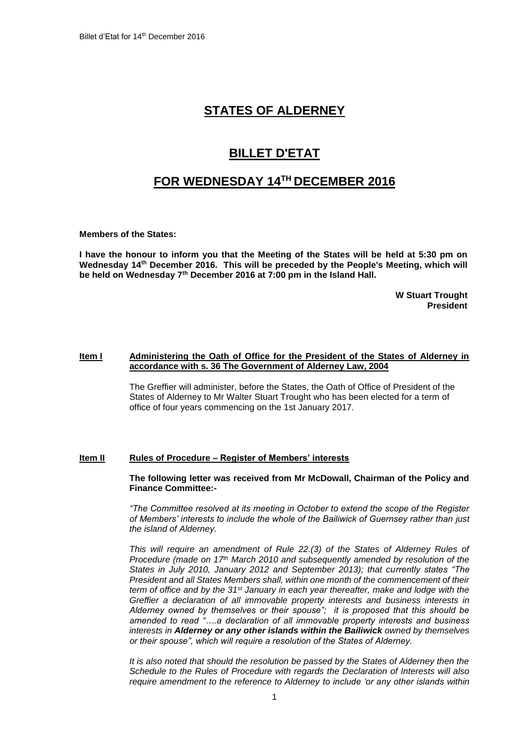# STATES OF ALDERNEY

# BILLET D'ETAT

# FOR WEDNESDAY 14TH DECEMBER 2016

**Members of the States:**

**I have the honour to inform you that the Meeting of the States will be held at 5:30 pm on Wednesday 14th December 2016. This will be preceded by the People's Meeting, which will be held on Wednesday 7th December 2016 at 7:00 pm in the Island Hall.**

**W Stuart Trought**
**President**

**Item I** **Administering the Oath of Office for the President of the States of Alderney in accordance with s. 36 The Government of Alderney Law, 2004**

The Greffier will administer, before the States, the Oath of Office of President of the States of Alderney to Mr Walter Stuart Trought who has been elected for a term of office of four years commencing on the 1st January 2017.

**Item II** **Rules of Procedure – Register of Members' interests**

**The following letter was received from Mr McDowall, Chairman of the Policy and Finance Committee:-**

*"The Committee resolved at its meeting in October to extend the scope of the Register of Members' interests to include the whole of the Bailiwick of Guernsey rather than just the island of Alderney.*

*This will require an amendment of Rule 22.(3) of the States of Alderney Rules of Procedure (made on 17th March 2010 and subsequently amended by resolution of the States in July 2010, January 2012 and September 2013); that currently states "The President and all States Members shall, within one month of the commencement of their term of office and by the 31st January in each year thereafter, make and lodge with the Greffier a declaration of all immovable property interests and business interests in Alderney owned by themselves or their spouse"; it is proposed that this should be amended to read "….a declaration of all immovable property interests and business interests in **Alderney or any other islands within the Bailiwick** owned by themselves or their spouse", which will require a resolution of the States of Alderney.*

*It is also noted that should the resolution be passed by the States of Alderney then the Schedule to the Rules of Procedure with regards the Declaration of Interests will also require amendment to the reference to Alderney to include 'or any other islands within*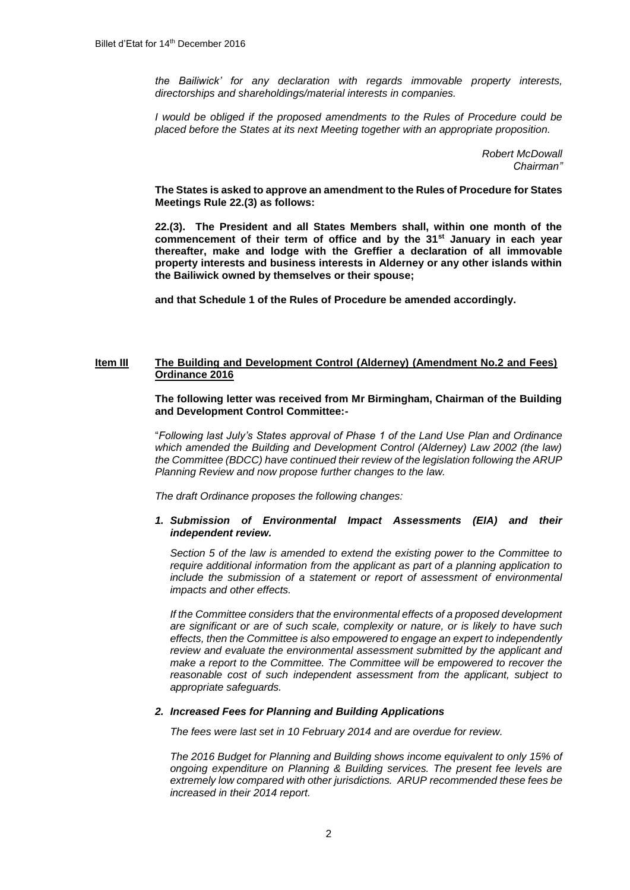*the Bailiwick' for any declaration with regards immovable property interests, directorships and shareholdings/material interests in companies.*

*I would be obliged if the proposed amendments to the Rules of Procedure could be placed before the States at its next Meeting together with an appropriate proposition.*

*Robert McDowall*
*Chairman"*

**The States is asked to approve an amendment to the Rules of Procedure for States Meetings Rule 22.(3) as follows:**

**22.(3). The President and all States Members shall, within one month of the commencement of their term of office and by the 31st January in each year thereafter, make and lodge with the Greffier a declaration of all immovable property interests and business interests in Alderney or any other islands within the Bailiwick owned by themselves or their spouse;**

**and that Schedule 1 of the Rules of Procedure be amended accordingly.**

## Item III — The Building and Development Control (Alderney) (Amendment No.2 and Fees) Ordinance 2016

**The following letter was received from Mr Birmingham, Chairman of the Building and Development Control Committee:-**

"*Following last July's States approval of Phase 1 of the Land Use Plan and Ordinance which amended the Building and Development Control (Alderney) Law 2002 (the law) the Committee (BDCC) have continued their review of the legislation following the ARUP Planning Review and now propose further changes to the law.*

*The draft Ordinance proposes the following changes:*

1. ***Submission of Environmental Impact Assessments (EIA) and their independent review.***

   *Section 5 of the law is amended to extend the existing power to the Committee to require additional information from the applicant as part of a planning application to include the submission of a statement or report of assessment of environmental impacts and other effects.*

   *If the Committee considers that the environmental effects of a proposed development are significant or are of such scale, complexity or nature, or is likely to have such effects, then the Committee is also empowered to engage an expert to independently review and evaluate the environmental assessment submitted by the applicant and make a report to the Committee. The Committee will be empowered to recover the reasonable cost of such independent assessment from the applicant, subject to appropriate safeguards.*

2. ***Increased Fees for Planning and Building Applications***

   *The fees were last set in 10 February 2014 and are overdue for review.*

   *The 2016 Budget for Planning and Building shows income equivalent to only 15% of ongoing expenditure on Planning & Building services. The present fee levels are extremely low compared with other jurisdictions. ARUP recommended these fees be increased in their 2014 report.*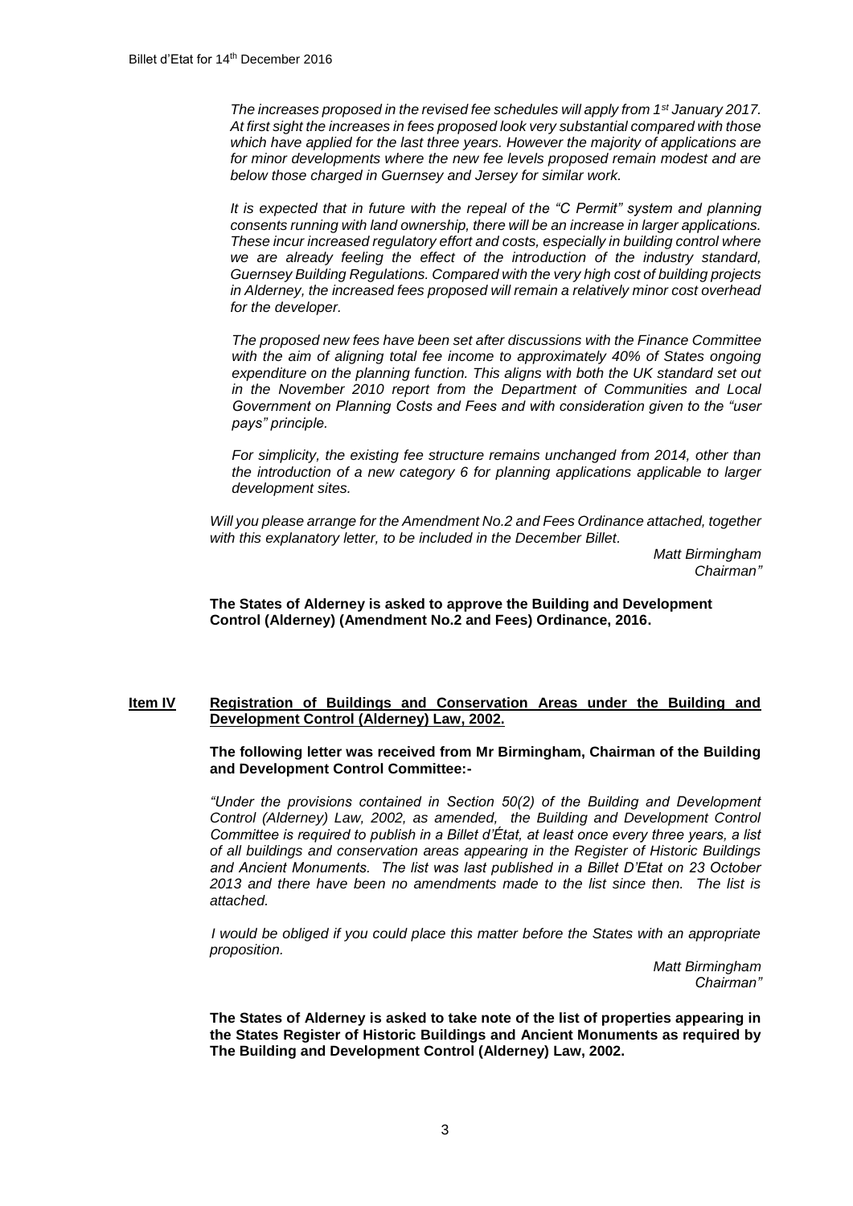*The increases proposed in the revised fee schedules will apply from 1st January 2017. At first sight the increases in fees proposed look very substantial compared with those which have applied for the last three years. However the majority of applications are for minor developments where the new fee levels proposed remain modest and are below those charged in Guernsey and Jersey for similar work.*

*It is expected that in future with the repeal of the "C Permit" system and planning consents running with land ownership, there will be an increase in larger applications. These incur increased regulatory effort and costs, especially in building control where we are already feeling the effect of the introduction of the industry standard, Guernsey Building Regulations. Compared with the very high cost of building projects in Alderney, the increased fees proposed will remain a relatively minor cost overhead for the developer.*

*The proposed new fees have been set after discussions with the Finance Committee with the aim of aligning total fee income to approximately 40% of States ongoing expenditure on the planning function. This aligns with both the UK standard set out in the November 2010 report from the Department of Communities and Local Government on Planning Costs and Fees and with consideration given to the "user pays" principle.*

*For simplicity, the existing fee structure remains unchanged from 2014, other than the introduction of a new category 6 for planning applications applicable to larger development sites.*

*Will you please arrange for the Amendment No.2 and Fees Ordinance attached, together with this explanatory letter, to be included in the December Billet.*

*Matt Birmingham*
*Chairman"*

**The States of Alderney is asked to approve the Building and Development Control (Alderney) (Amendment No.2 and Fees) Ordinance, 2016.**

**Item IV** **Registration of Buildings and Conservation Areas under the Building and Development Control (Alderney) Law, 2002.**

**The following letter was received from Mr Birmingham, Chairman of the Building and Development Control Committee:-**

*"Under the provisions contained in Section 50(2) of the Building and Development Control (Alderney) Law, 2002, as amended, the Building and Development Control Committee is required to publish in a Billet d'État, at least once every three years, a list of all buildings and conservation areas appearing in the Register of Historic Buildings and Ancient Monuments. The list was last published in a Billet D'Etat on 23 October 2013 and there have been no amendments made to the list since then. The list is attached.*

*I would be obliged if you could place this matter before the States with an appropriate proposition.*

*Matt Birmingham*
*Chairman"*

**The States of Alderney is asked to take note of the list of properties appearing in the States Register of Historic Buildings and Ancient Monuments as required by The Building and Development Control (Alderney) Law, 2002.**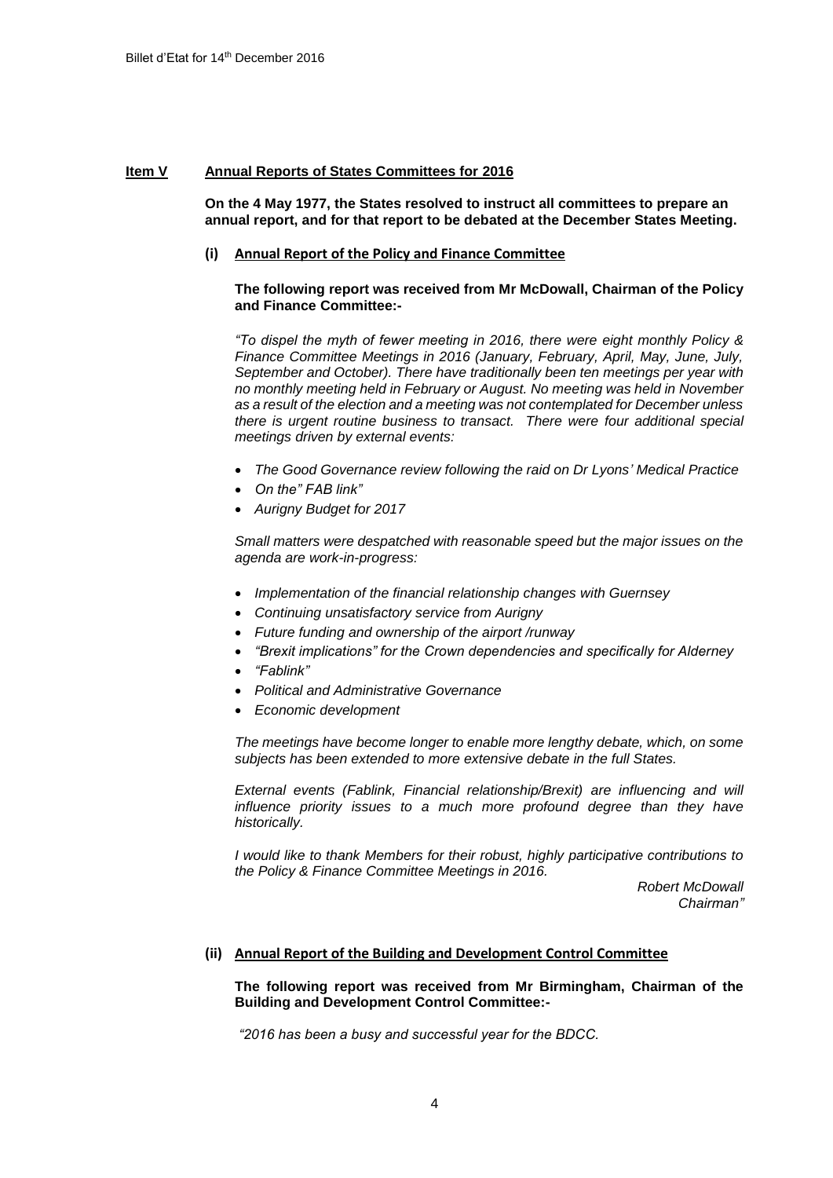**Item V Annual Reports of States Committees for 2016**

**On the 4 May 1977, the States resolved to instruct all committees to prepare an annual report, and for that report to be debated at the December States Meeting.**

**(i) Annual Report of the Policy and Finance Committee**

**The following report was received from Mr McDowall, Chairman of the Policy and Finance Committee:-**

*"To dispel the myth of fewer meeting in 2016, there were eight monthly Policy & Finance Committee Meetings in 2016 (January, February, April, May, June, July, September and October). There have traditionally been ten meetings per year with no monthly meeting held in February or August. No meeting was held in November as a result of the election and a meeting was not contemplated for December unless there is urgent routine business to transact. There were four additional special meetings driven by external events:*

- *The Good Governance review following the raid on Dr Lyons' Medical Practice*
- *On the" FAB link"*
- *Aurigny Budget for 2017*

*Small matters were despatched with reasonable speed but the major issues on the agenda are work-in-progress:*

- *Implementation of the financial relationship changes with Guernsey*
- *Continuing unsatisfactory service from Aurigny*
- *Future funding and ownership of the airport /runway*
- *"Brexit implications" for the Crown dependencies and specifically for Alderney*
- *"Fablink"*
- *Political and Administrative Governance*
- *Economic development*

*The meetings have become longer to enable more lengthy debate, which, on some subjects has been extended to more extensive debate in the full States.*

*External events (Fablink, Financial relationship/Brexit) are influencing and will influence priority issues to a much more profound degree than they have historically.*

*I would like to thank Members for their robust, highly participative contributions to the Policy & Finance Committee Meetings in 2016.*

*Robert McDowall*
*Chairman"*

**(ii) Annual Report of the Building and Development Control Committee**

**The following report was received from Mr Birmingham, Chairman of the Building and Development Control Committee:-**

*"2016 has been a busy and successful year for the BDCC.*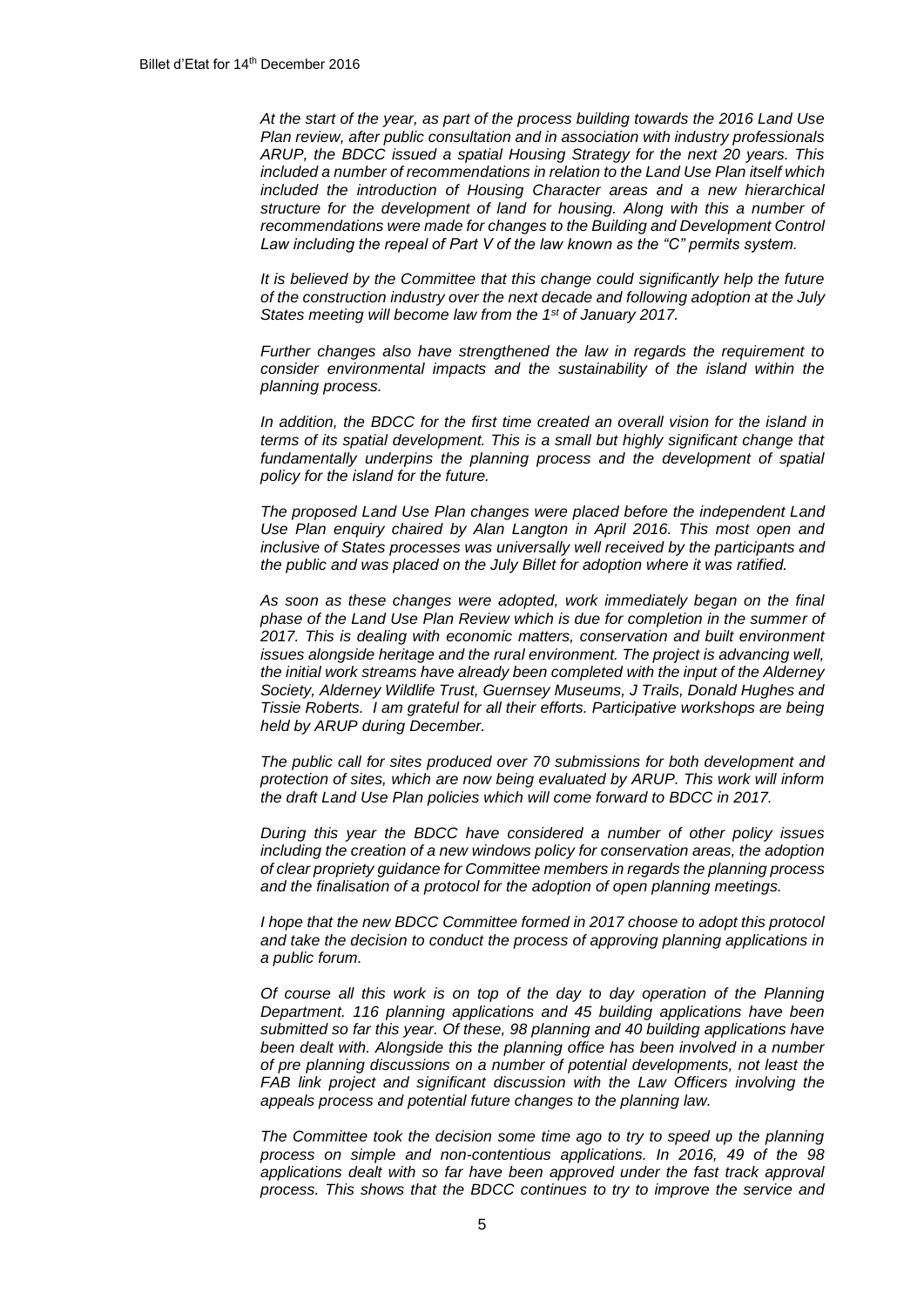*At the start of the year, as part of the process building towards the 2016 Land Use Plan review, after public consultation and in association with industry professionals ARUP, the BDCC issued a spatial Housing Strategy for the next 20 years. This included a number of recommendations in relation to the Land Use Plan itself which included the introduction of Housing Character areas and a new hierarchical structure for the development of land for housing. Along with this a number of recommendations were made for changes to the Building and Development Control Law including the repeal of Part V of the law known as the "C" permits system.*

*It is believed by the Committee that this change could significantly help the future of the construction industry over the next decade and following adoption at the July States meeting will become law from the 1st of January 2017.*

*Further changes also have strengthened the law in regards the requirement to consider environmental impacts and the sustainability of the island within the planning process.*

*In addition, the BDCC for the first time created an overall vision for the island in terms of its spatial development. This is a small but highly significant change that fundamentally underpins the planning process and the development of spatial policy for the island for the future.*

*The proposed Land Use Plan changes were placed before the independent Land Use Plan enquiry chaired by Alan Langton in April 2016. This most open and inclusive of States processes was universally well received by the participants and the public and was placed on the July Billet for adoption where it was ratified.*

*As soon as these changes were adopted, work immediately began on the final phase of the Land Use Plan Review which is due for completion in the summer of 2017. This is dealing with economic matters, conservation and built environment issues alongside heritage and the rural environment. The project is advancing well, the initial work streams have already been completed with the input of the Alderney Society, Alderney Wildlife Trust, Guernsey Museums, J Trails, Donald Hughes and Tissie Roberts. I am grateful for all their efforts. Participative workshops are being held by ARUP during December.*

*The public call for sites produced over 70 submissions for both development and protection of sites, which are now being evaluated by ARUP. This work will inform the draft Land Use Plan policies which will come forward to BDCC in 2017.*

*During this year the BDCC have considered a number of other policy issues including the creation of a new windows policy for conservation areas, the adoption of clear propriety guidance for Committee members in regards the planning process and the finalisation of a protocol for the adoption of open planning meetings.*

*I hope that the new BDCC Committee formed in 2017 choose to adopt this protocol and take the decision to conduct the process of approving planning applications in a public forum.*

*Of course all this work is on top of the day to day operation of the Planning Department. 116 planning applications and 45 building applications have been submitted so far this year. Of these, 98 planning and 40 building applications have been dealt with. Alongside this the planning office has been involved in a number of pre planning discussions on a number of potential developments, not least the FAB link project and significant discussion with the Law Officers involving the appeals process and potential future changes to the planning law.*

*The Committee took the decision some time ago to try to speed up the planning process on simple and non-contentious applications. In 2016, 49 of the 98 applications dealt with so far have been approved under the fast track approval process. This shows that the BDCC continues to try to improve the service and*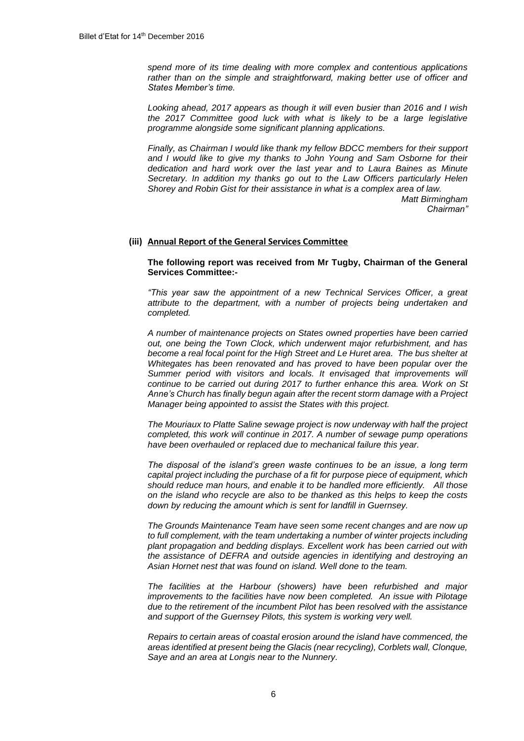*spend more of its time dealing with more complex and contentious applications rather than on the simple and straightforward, making better use of officer and States Member's time.*

*Looking ahead, 2017 appears as though it will even busier than 2016 and I wish the 2017 Committee good luck with what is likely to be a large legislative programme alongside some significant planning applications.*

*Finally, as Chairman I would like thank my fellow BDCC members for their support and I would like to give my thanks to John Young and Sam Osborne for their dedication and hard work over the last year and to Laura Baines as Minute Secretary. In addition my thanks go out to the Law Officers particularly Helen Shorey and Robin Gist for their assistance in what is a complex area of law.*

*Matt Birmingham*
*Chairman"*

### (iii) Annual Report of the General Services Committee

**The following report was received from Mr Tugby, Chairman of the General Services Committee:-**

*"This year saw the appointment of a new Technical Services Officer, a great attribute to the department, with a number of projects being undertaken and completed.*

*A number of maintenance projects on States owned properties have been carried out, one being the Town Clock, which underwent major refurbishment, and has become a real focal point for the High Street and Le Huret area. The bus shelter at Whitegates has been renovated and has proved to have been popular over the Summer period with visitors and locals. It envisaged that improvements will continue to be carried out during 2017 to further enhance this area. Work on St Anne's Church has finally begun again after the recent storm damage with a Project Manager being appointed to assist the States with this project.*

*The Mouriaux to Platte Saline sewage project is now underway with half the project completed, this work will continue in 2017. A number of sewage pump operations have been overhauled or replaced due to mechanical failure this year.*

*The disposal of the island's green waste continues to be an issue, a long term capital project including the purchase of a fit for purpose piece of equipment, which should reduce man hours, and enable it to be handled more efficiently. All those on the island who recycle are also to be thanked as this helps to keep the costs down by reducing the amount which is sent for landfill in Guernsey.*

*The Grounds Maintenance Team have seen some recent changes and are now up to full complement, with the team undertaking a number of winter projects including plant propagation and bedding displays. Excellent work has been carried out with the assistance of DEFRA and outside agencies in identifying and destroying an Asian Hornet nest that was found on island. Well done to the team.*

*The facilities at the Harbour (showers) have been refurbished and major improvements to the facilities have now been completed. An issue with Pilotage due to the retirement of the incumbent Pilot has been resolved with the assistance and support of the Guernsey Pilots, this system is working very well.*

*Repairs to certain areas of coastal erosion around the island have commenced, the areas identified at present being the Glacis (near recycling), Corblets wall, Clonque, Saye and an area at Longis near to the Nunnery.*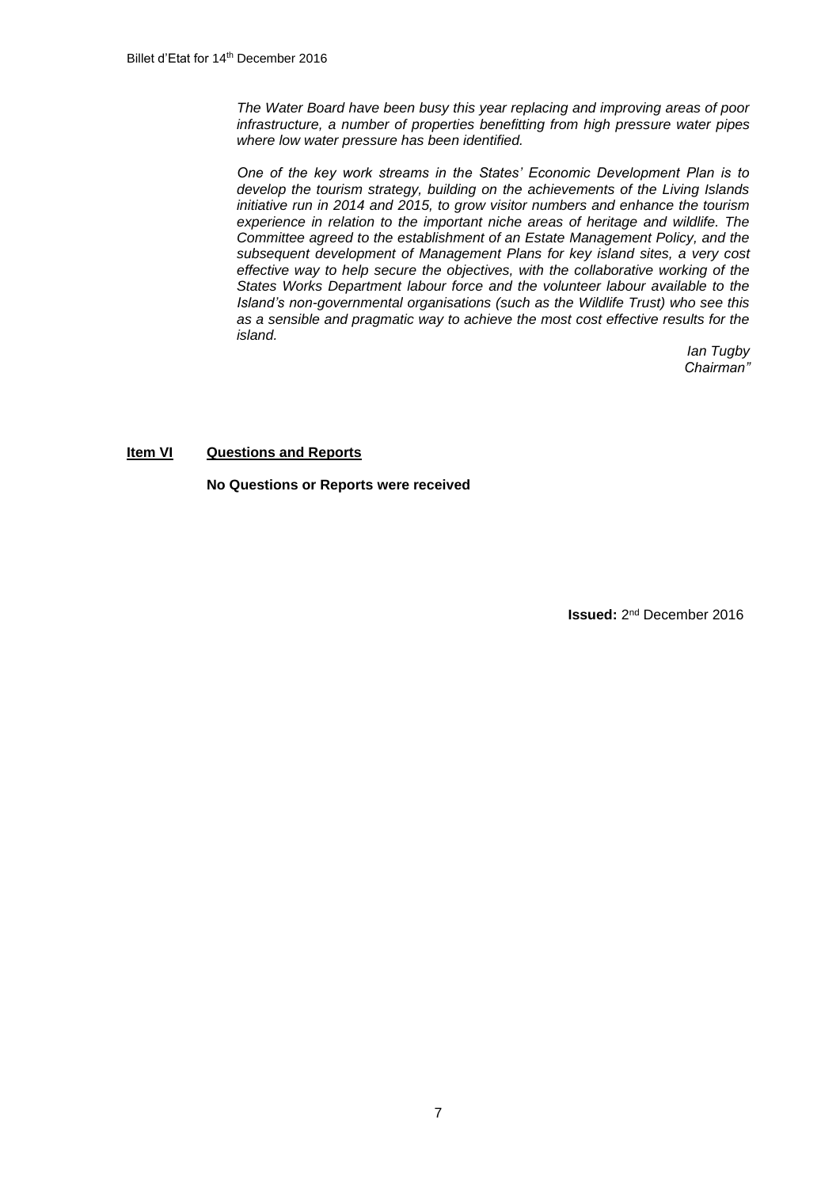*The Water Board have been busy this year replacing and improving areas of poor infrastructure, a number of properties benefitting from high pressure water pipes where low water pressure has been identified.*

*One of the key work streams in the States' Economic Development Plan is to develop the tourism strategy, building on the achievements of the Living Islands initiative run in 2014 and 2015, to grow visitor numbers and enhance the tourism experience in relation to the important niche areas of heritage and wildlife. The Committee agreed to the establishment of an Estate Management Policy, and the subsequent development of Management Plans for key island sites, a very cost effective way to help secure the objectives, with the collaborative working of the States Works Department labour force and the volunteer labour available to the Island's non-governmental organisations (such as the Wildlife Trust) who see this as a sensible and pragmatic way to achieve the most cost effective results for the island.*

*Ian Tugby*
*Chairman"*

**Item VI** **Questions and Reports**

**No Questions or Reports were received**

**Issued:** 2nd December 2016